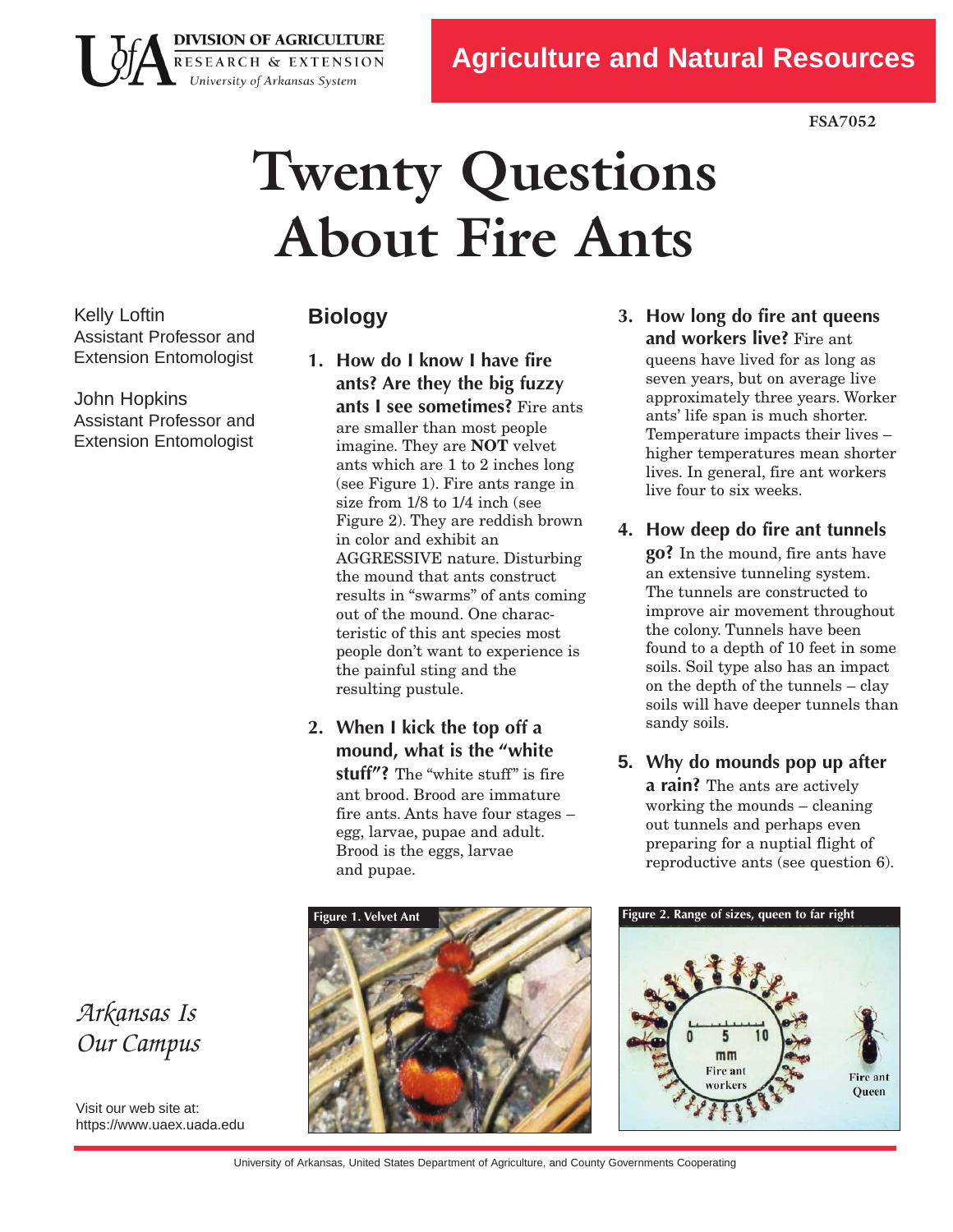DIVISION OF AGRICULTURE
RESEARCH & EXTENSION
*University of Arkansas System*

**Agriculture and Natural Resources**

**FSA7052**

# Twenty Questions About Fire Ants

Kelly Loftin
Assistant Professor and Extension Entomologist

John Hopkins
Assistant Professor and Extension Entomologist

## Biology

1. **How do I know I have fire ants? Are they the big fuzzy ants I see sometimes?** Fire ants are smaller than most people imagine. They are **NOT** velvet ants which are 1 to 2 inches long (see Figure 1). Fire ants range in size from 1/8 to 1/4 inch (see Figure 2). They are reddish brown in color and exhibit an AGGRESSIVE nature. Disturbing the mound that ants construct results in "swarms" of ants coming out of the mound. One characteristic of this ant species most people don't want to experience is the painful sting and the resulting pustule.

2. **When I kick the top off a mound, what is the "white stuff"?** The "white stuff" is fire ant brood. Brood are immature fire ants. Ants have four stages – egg, larvae, pupae and adult. Brood is the eggs, larvae and pupae.

3. **How long do fire ant queens and workers live?** Fire ant queens have lived for as long as seven years, but on average live approximately three years. Worker ants' life span is much shorter. Temperature impacts their lives – higher temperatures mean shorter lives. In general, fire ant workers live four to six weeks.

4. **How deep do fire ant tunnels go?** In the mound, fire ants have an extensive tunneling system. The tunnels are constructed to improve air movement throughout the colony. Tunnels have been found to a depth of 10 feet in some soils. Soil type also has an impact on the depth of the tunnels – clay soils will have deeper tunnels than sandy soils.

5. **Why do mounds pop up after a rain?** The ants are actively working the mounds – cleaning out tunnels and perhaps even preparing for a nuptial flight of reproductive ants (see question 6).

**Figure 1. Velvet Ant**

**Figure 2. Range of sizes, queen to far right**

*Arkansas Is Our Campus*

Visit our web site at:
https://www.uaex.uada.edu

University of Arkansas, United States Department of Agriculture, and County Governments Cooperating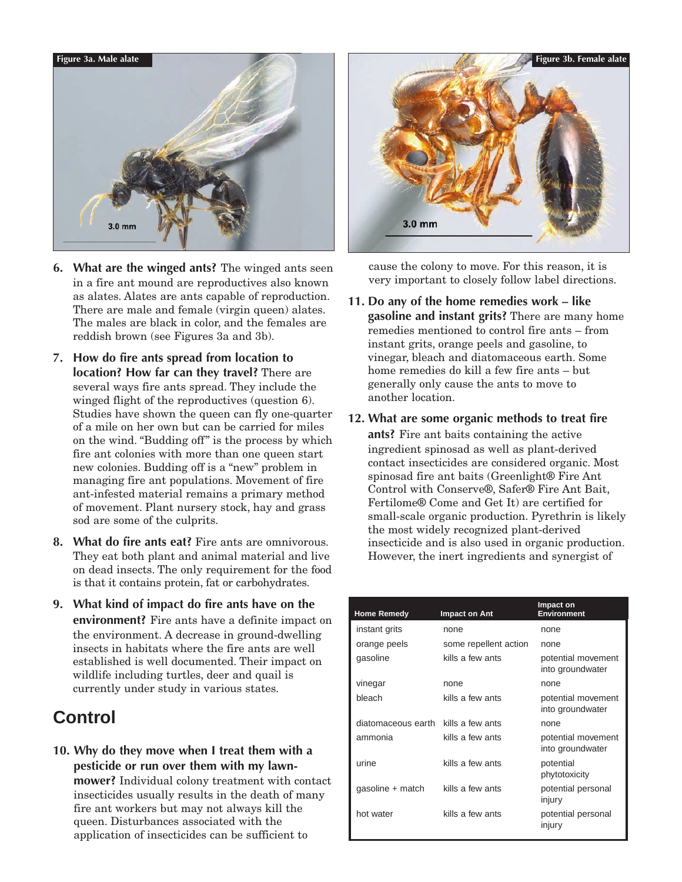Figure 3a. Male alate

3.0 mm

Figure 3b. Female alate

3.0 mm

6. **What are the winged ants?** The winged ants seen in a fire ant mound are reproductives also known as alates. Alates are ants capable of reproduction. There are male and female (virgin queen) alates. The males are black in color, and the females are reddish brown (see Figures 3a and 3b).

7. **How do fire ants spread from location to location? How far can they travel?** There are several ways fire ants spread. They include the winged flight of the reproductives (question 6). Studies have shown the queen can fly one-quarter of a mile on her own but can be carried for miles on the wind. "Budding off" is the process by which fire ant colonies with more than one queen start new colonies. Budding off is a "new" problem in managing fire ant populations. Movement of fire ant-infested material remains a primary method of movement. Plant nursery stock, hay and grass sod are some of the culprits.

8. **What do fire ants eat?** Fire ants are omnivorous. They eat both plant and animal material and live on dead insects. The only requirement for the food is that it contains protein, fat or carbohydrates.

9. **What kind of impact do fire ants have on the environment?** Fire ants have a definite impact on the environment. A decrease in ground-dwelling insects in habitats where the fire ants are well established is well documented. Their impact on wildlife including turtles, deer and quail is currently under study in various states.

## Control

10. **Why do they move when I treat them with a pesticide or run over them with my lawn-mower?** Individual colony treatment with contact insecticides usually results in the death of many fire ant workers but may not always kill the queen. Disturbances associated with the application of insecticides can be sufficient to cause the colony to move. For this reason, it is very important to closely follow label directions.

11. **Do any of the home remedies work – like gasoline and instant grits?** There are many home remedies mentioned to control fire ants – from instant grits, orange peels and gasoline, to vinegar, bleach and diatomaceous earth. Some home remedies do kill a few fire ants – but generally only cause the ants to move to another location.

12. **What are some organic methods to treat fire ants?** Fire ant baits containing the active ingredient spinosad as well as plant-derived contact insecticides are considered organic. Most spinosad fire ant baits (Greenlight® Fire Ant Control with Conserve®, Safer® Fire Ant Bait, Fertilome® Come and Get It) are certified for small-scale organic production. Pyrethrin is likely the most widely recognized plant-derived insecticide and is also used in organic production. However, the inert ingredients and synergist of

| Home Remedy | Impact on Ant | Impact on Environment |
|---|---|---|
| instant grits | none | none |
| orange peels | some repellent action | none |
| gasoline | kills a few ants | potential movement into groundwater |
| vinegar | none | none |
| bleach | kills a few ants | potential movement into groundwater |
| diatomaceous earth | kills a few ants | none |
| ammonia | kills a few ants | potential movement into groundwater |
| urine | kills a few ants | potential phytotoxicity |
| gasoline + match | kills a few ants | potential personal injury |
| hot water | kills a few ants | potential personal injury |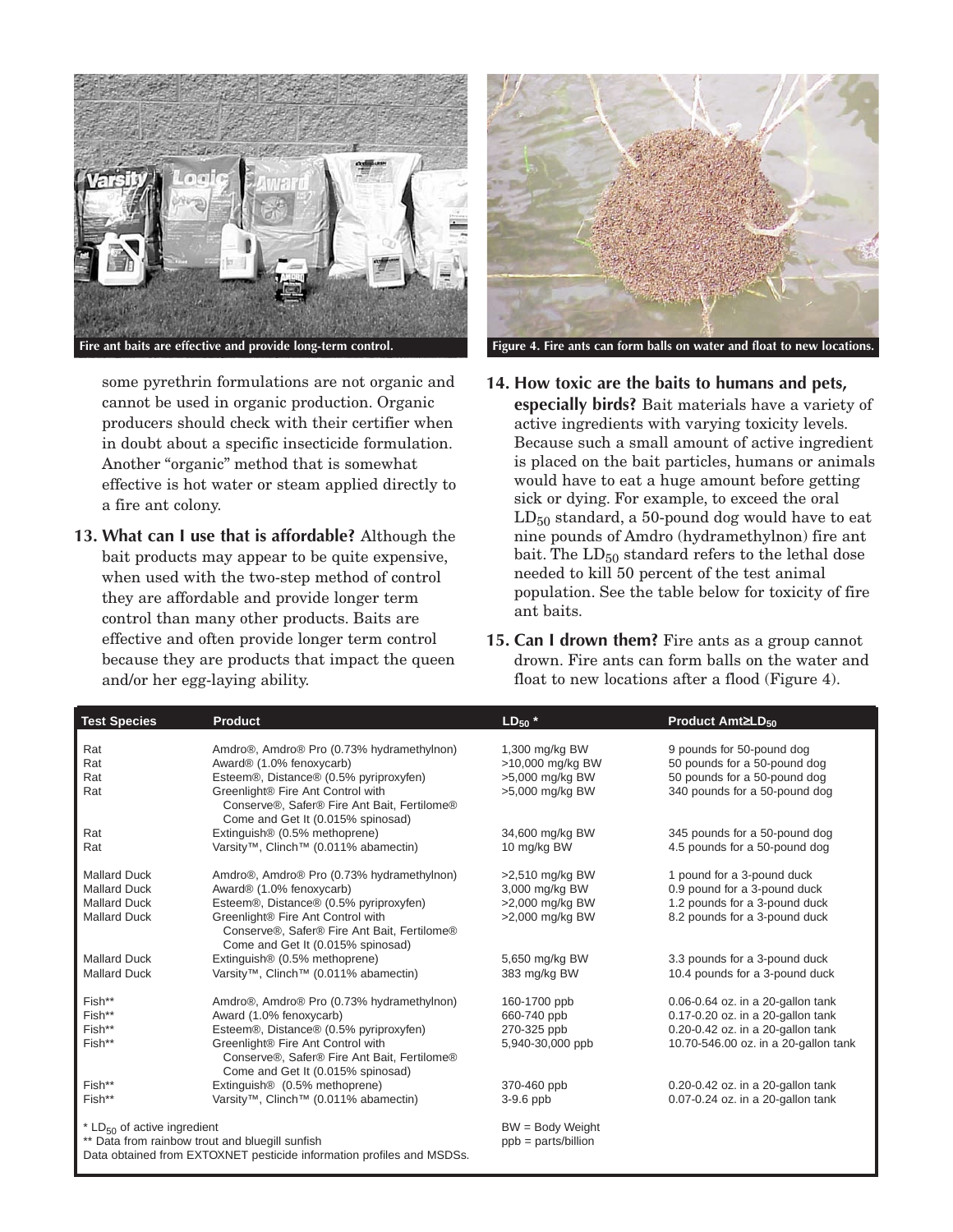Fire ant baits are effective and provide long-term control.

Figure 4. Fire ants can form balls on water and float to new locations.

some pyrethrin formulations are not organic and cannot be used in organic production. Organic producers should check with their certifier when in doubt about a specific insecticide formulation. Another "organic" method that is somewhat effective is hot water or steam applied directly to a fire ant colony.

13. **What can I use that is affordable?** Although the bait products may appear to be quite expensive, when used with the two-step method of control they are affordable and provide longer term control than many other products. Baits are effective and often provide longer term control because they are products that impact the queen and/or her egg-laying ability.

14. **How toxic are the baits to humans and pets, especially birds?** Bait materials have a variety of active ingredients with varying toxicity levels. Because such a small amount of active ingredient is placed on the bait particles, humans or animals would have to eat a huge amount before getting sick or dying. For example, to exceed the oral $LD_{50}$ standard, a 50-pound dog would have to eat nine pounds of Amdro (hydramethylnon) fire ant bait. The $LD_{50}$ standard refers to the lethal dose needed to kill 50 percent of the test animal population. See the table below for toxicity of fire ant baits.

15. **Can I drown them?** Fire ants as a group cannot drown. Fire ants can form balls on the water and float to new locations after a flood (Figure 4).

| Test Species | Product | $LD_{50}$ * | Product Amt≥$LD_{50}$ |
|---|---|---|---|
| Rat | Amdro®, Amdro® Pro (0.73% hydramethylnon) | 1,300 mg/kg BW | 9 pounds for 50-pound dog |
| Rat | Award® (1.0% fenoxycarb) | >10,000 mg/kg BW | 50 pounds for a 50-pound dog |
| Rat | Esteem®, Distance® (0.5% pyriproxyfen) | >5,000 mg/kg BW | 50 pounds for a 50-pound dog |
| Rat | Greenlight® Fire Ant Control with Conserve®, Safer® Fire Ant Bait, Fertilome® Come and Get It (0.015% spinosad) | >5,000 mg/kg BW | 340 pounds for a 50-pound dog |
| Rat | Extinguish® (0.5% methoprene) | 34,600 mg/kg BW | 345 pounds for a 50-pound dog |
| Rat | Varsity™, Clinch™ (0.011% abamectin) | 10 mg/kg BW | 4.5 pounds for a 50-pound dog |
| Mallard Duck | Amdro®, Amdro® Pro (0.73% hydramethylnon) | >2,510 mg/kg BW | 1 pound for a 3-pound duck |
| Mallard Duck | Award® (1.0% fenoxycarb) | 3,000 mg/kg BW | 0.9 pound for a 3-pound duck |
| Mallard Duck | Esteem®, Distance® (0.5% pyriproxyfen) | >2,000 mg/kg BW | 1.2 pounds for a 3-pound duck |
| Mallard Duck | Greenlight® Fire Ant Control with Conserve®, Safer® Fire Ant Bait, Fertilome® Come and Get It (0.015% spinosad) | >2,000 mg/kg BW | 8.2 pounds for a 3-pound duck |
| Mallard Duck | Extinguish® (0.5% methoprene) | 5,650 mg/kg BW | 3.3 pounds for a 3-pound duck |
| Mallard Duck | Varsity™, Clinch™ (0.011% abamectin) | 383 mg/kg BW | 10.4 pounds for a 3-pound duck |
| Fish** | Amdro®, Amdro® Pro (0.73% hydramethylnon) | 160-1700 ppb | 0.06-0.64 oz. in a 20-gallon tank |
| Fish** | Award (1.0% fenoxycarb) | 660-740 ppb | 0.17-0.20 oz. in a 20-gallon tank |
| Fish** | Esteem®, Distance® (0.5% pyriproxyfen) | 270-325 ppb | 0.20-0.42 oz. in a 20-gallon tank |
| Fish** | Greenlight® Fire Ant Control with Conserve®, Safer® Fire Ant Bait, Fertilome® Come and Get It (0.015% spinosad) | 5,940-30,000 ppb | 10.70-546.00 oz. in a 20-gallon tank |
| Fish** | Extinguish® (0.5% methoprene) | 370-460 ppb | 0.20-0.42 oz. in a 20-gallon tank |
| Fish** | Varsity™, Clinch™ (0.011% abamectin) | 3-9.6 ppb | 0.07-0.24 oz. in a 20-gallon tank |

\* $LD_{50}$ of active ingredient
** Data from rainbow trout and bluegill sunfish
Data obtained from EXTOXNET pesticide information profiles and MSDSs.

BW = Body Weight
ppb = parts/billion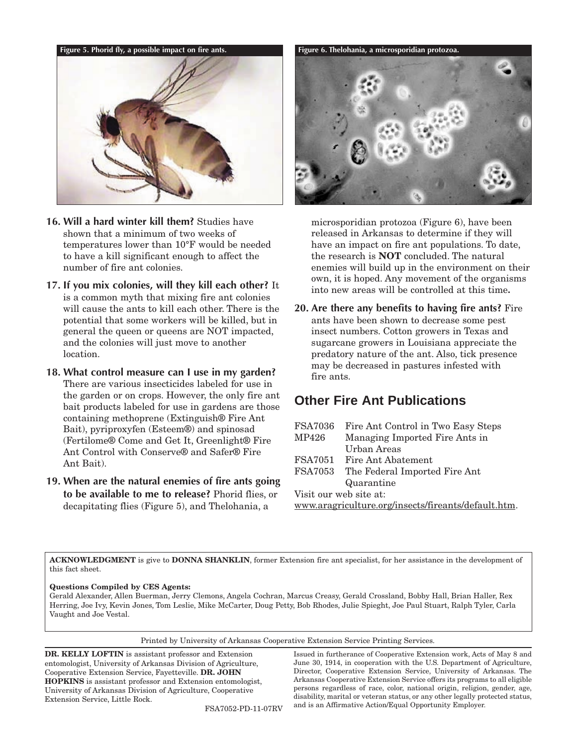Figure 5. Phorid fly, a possible impact on fire ants.

Figure 6. Thelohania, a microsporidian protozoa.

16. **Will a hard winter kill them?** Studies have shown that a minimum of two weeks of temperatures lower than 10°F would be needed to have a kill significant enough to affect the number of fire ant colonies.

17. **If you mix colonies, will they kill each other?** It is a common myth that mixing fire ant colonies will cause the ants to kill each other. There is the potential that some workers will be killed, but in general the queen or queens are NOT impacted, and the colonies will just move to another location.

18. **What control measure can I use in my garden?** There are various insecticides labeled for use in the garden or on crops. However, the only fire ant bait products labeled for use in gardens are those containing methoprene (Extinguish® Fire Ant Bait), pyriproxyfen (Esteem®) and spinosad (Fertilome® Come and Get It, Greenlight® Fire Ant Control with Conserve® and Safer® Fire Ant Bait).

19. **When are the natural enemies of fire ants going to be available to me to release?** Phorid flies, or decapitating flies (Figure 5), and Thelohania, a microsporidian protozoa (Figure 6), have been released in Arkansas to determine if they will have an impact on fire ant populations. To date, the research is **NOT** concluded. The natural enemies will build up in the environment on their own, it is hoped. Any movement of the organisms into new areas will be controlled at this time.

20. **Are there any benefits to having fire ants?** Fire ants have been shown to decrease some pest insect numbers. Cotton growers in Texas and sugarcane growers in Louisiana appreciate the predatory nature of the ant. Also, tick presence may be decreased in pastures infested with fire ants.

## Other Fire Ant Publications

| | |
|---|---|
| FSA7036 | Fire Ant Control in Two Easy Steps |
| MP426 | Managing Imported Fire Ants in Urban Areas |
| FSA7051 | Fire Ant Abatement |
| FSA7053 | The Federal Imported Fire Ant Quarantine |

Visit our web site at:
www.aragriculture.org/insects/fireants/default.htm.

**ACKNOWLEDGMENT** is give to **DONNA SHANKLIN**, former Extension fire ant specialist, for her assistance in the development of this fact sheet.

**Questions Compiled by CES Agents:**
Gerald Alexander, Allen Buerman, Jerry Clemons, Angela Cochran, Marcus Creasy, Gerald Crossland, Bobby Hall, Brian Haller, Rex Herring, Joe Ivy, Kevin Jones, Tom Leslie, Mike McCarter, Doug Petty, Bob Rhodes, Julie Spieght, Joe Paul Stuart, Ralph Tyler, Carla Vaught and Joe Vestal.

Printed by University of Arkansas Cooperative Extension Service Printing Services.

**DR. KELLY LOFTIN** is assistant professor and Extension entomologist, University of Arkansas Division of Agriculture, Cooperative Extension Service, Fayetteville. **DR. JOHN HOPKINS** is assistant professor and Extension entomologist, University of Arkansas Division of Agriculture, Cooperative Extension Service, Little Rock.

FSA7052-PD-11-07RV

Issued in furtherance of Cooperative Extension work, Acts of May 8 and June 30, 1914, in cooperation with the U.S. Department of Agriculture, Director, Cooperative Extension Service, University of Arkansas. The Arkansas Cooperative Extension Service offers its programs to all eligible persons regardless of race, color, national origin, religion, gender, age, disability, marital or veteran status, or any other legally protected status, and is an Affirmative Action/Equal Opportunity Employer.